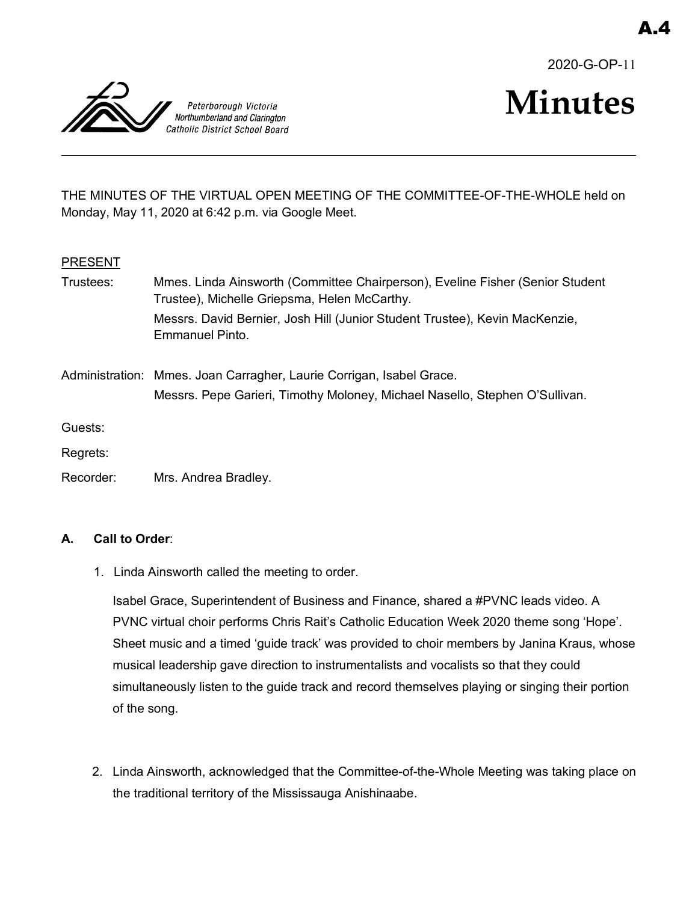A.4

2020-G-OP-11

Peterborough Victoria Northumberland and Clarington Catholic District School Board

# Minutes

THE MINUTES OF THE VIRTUAL OPEN MEETING OF THE COMMITTEE-OF-THE-WHOLE held on Monday, May 11, 2020 at 6:42 p.m. via Google Meet.

PRESENT

Trustees: Mmes. Linda Ainsworth (Committee Chairperson), Eveline Fisher (Senior Student Trustee), Michelle Griepsma, Helen McCarthy.
Messrs. David Bernier, Josh Hill (Junior Student Trustee), Kevin MacKenzie, Emmanuel Pinto.

Administration: Mmes. Joan Carragher, Laurie Corrigan, Isabel Grace.
Messrs. Pepe Garieri, Timothy Moloney, Michael Nasello, Stephen O'Sullivan.

Guests:

Regrets:

Recorder: Mrs. Andrea Bradley.

**A. Call to Order**:

1. Linda Ainsworth called the meeting to order.

   Isabel Grace, Superintendent of Business and Finance, shared a #PVNC leads video. A PVNC virtual choir performs Chris Rait's Catholic Education Week 2020 theme song 'Hope'. Sheet music and a timed 'guide track' was provided to choir members by Janina Kraus, whose musical leadership gave direction to instrumentalists and vocalists so that they could simultaneously listen to the guide track and record themselves playing or singing their portion of the song.

2. Linda Ainsworth, acknowledged that the Committee-of-the-Whole Meeting was taking place on the traditional territory of the Mississauga Anishinaabe.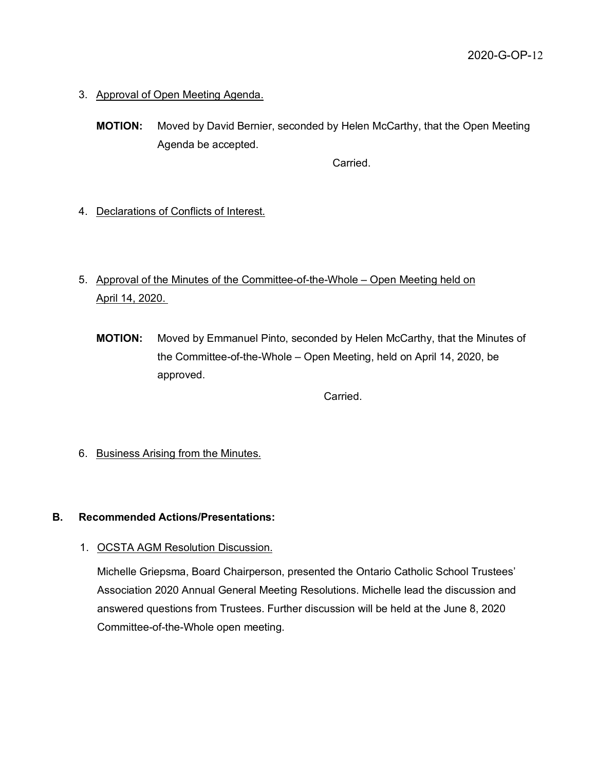3. Approval of Open Meeting Agenda.

   **MOTION:** Moved by David Bernier, seconded by Helen McCarthy, that the Open Meeting Agenda be accepted.

   Carried.

4. Declarations of Conflicts of Interest.

5. Approval of the Minutes of the Committee-of-the-Whole – Open Meeting held on April 14, 2020.

   **MOTION:** Moved by Emmanuel Pinto, seconded by Helen McCarthy, that the Minutes of the Committee-of-the-Whole – Open Meeting, held on April 14, 2020, be approved.

   Carried.

6. Business Arising from the Minutes.

**B. Recommended Actions/Presentations:**

1. OCSTA AGM Resolution Discussion.

   Michelle Griepsma, Board Chairperson, presented the Ontario Catholic School Trustees' Association 2020 Annual General Meeting Resolutions. Michelle lead the discussion and answered questions from Trustees. Further discussion will be held at the June 8, 2020 Committee-of-the-Whole open meeting.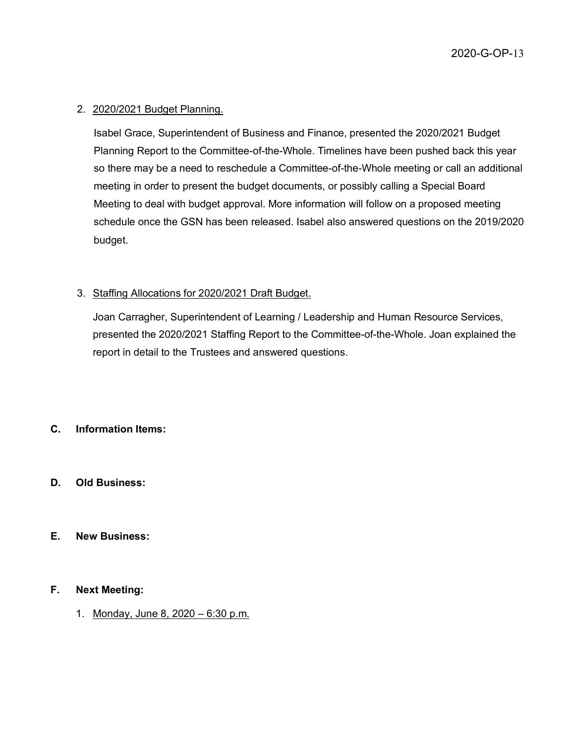2. <u>2020/2021 Budget Planning.</u>

   Isabel Grace, Superintendent of Business and Finance, presented the 2020/2021 Budget Planning Report to the Committee-of-the-Whole. Timelines have been pushed back this year so there may be a need to reschedule a Committee-of-the-Whole meeting or call an additional meeting in order to present the budget documents, or possibly calling a Special Board Meeting to deal with budget approval. More information will follow on a proposed meeting schedule once the GSN has been released. Isabel also answered questions on the 2019/2020 budget.

3. <u>Staffing Allocations for 2020/2021 Draft Budget.</u>

   Joan Carragher, Superintendent of Learning / Leadership and Human Resource Services, presented the 2020/2021 Staffing Report to the Committee-of-the-Whole. Joan explained the report in detail to the Trustees and answered questions.

**C. Information Items:**

**D. Old Business:**

**E. New Business:**

**F. Next Meeting:**

1. <u>Monday, June 8, 2020 – 6:30 p.m.</u>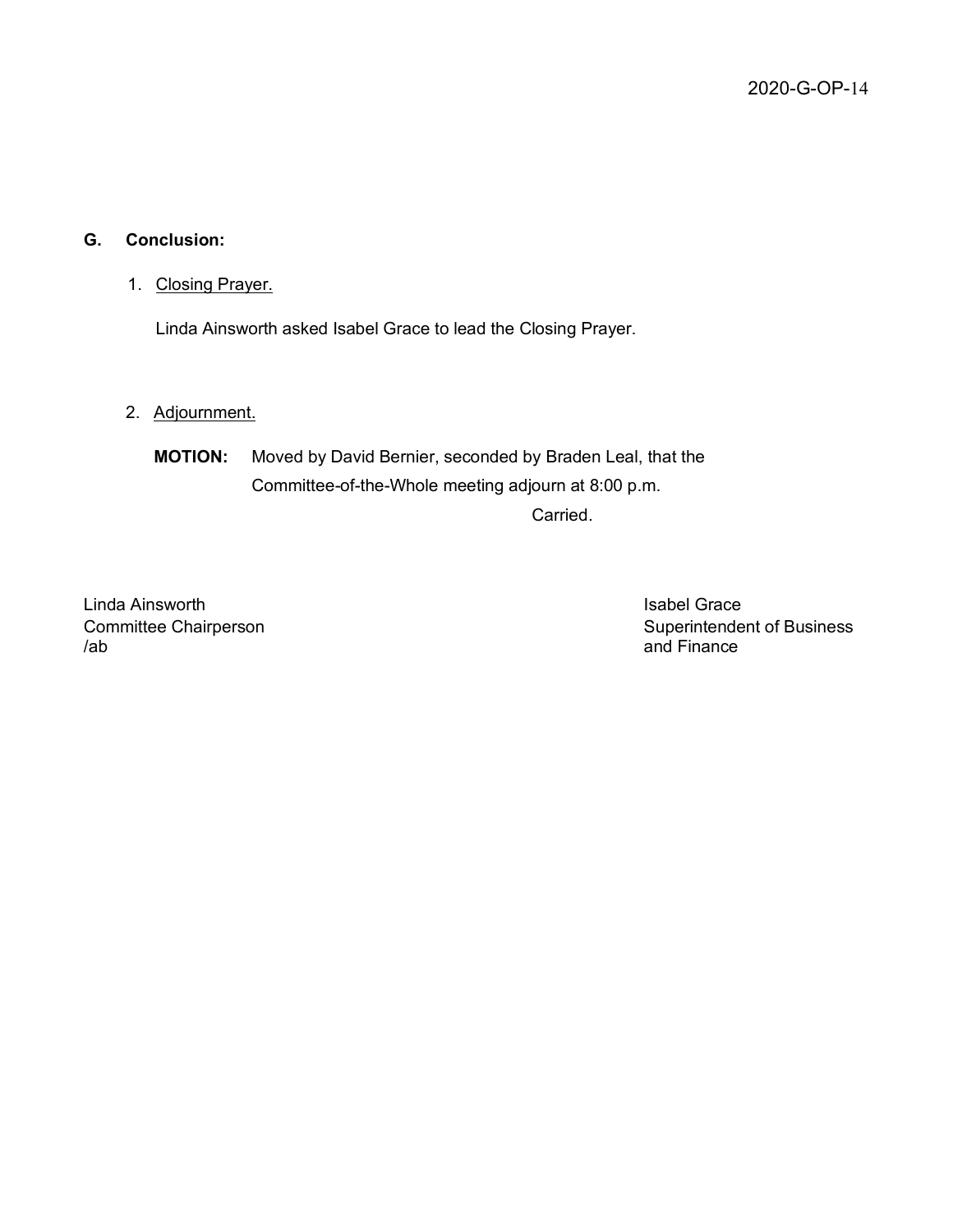## G. Conclusion:

1. Closing Prayer.

   Linda Ainsworth asked Isabel Grace to lead the Closing Prayer.

2. Adjournment.

   **MOTION:** Moved by David Bernier, seconded by Braden Leal, that the Committee-of-the-Whole meeting adjourn at 8:00 p.m.

   Carried.

Linda Ainsworth
Committee Chairperson
/ab

Isabel Grace
Superintendent of Business and Finance